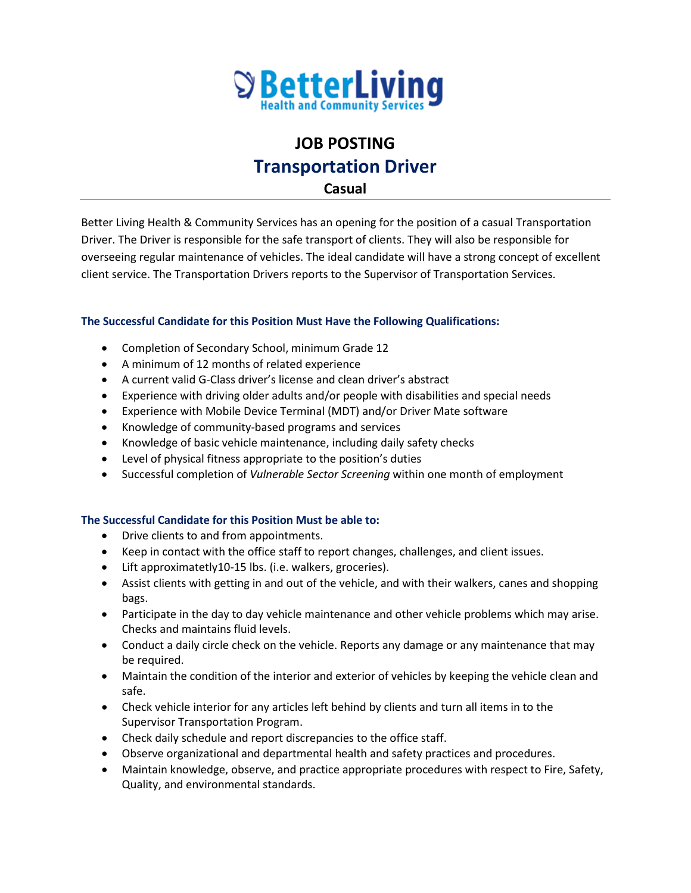BetterLiving
Health and Community Services

# JOB POSTING

## Transportation Driver

**Casual**

---

Better Living Health & Community Services has an opening for the position of a casual Transportation Driver. The Driver is responsible for the safe transport of clients. They will also be responsible for overseeing regular maintenance of vehicles. The ideal candidate will have a strong concept of excellent client service. The Transportation Drivers reports to the Supervisor of Transportation Services.

### The Successful Candidate for this Position Must Have the Following Qualifications:

- Completion of Secondary School, minimum Grade 12
- A minimum of 12 months of related experience
- A current valid G-Class driver's license and clean driver's abstract
- Experience with driving older adults and/or people with disabilities and special needs
- Experience with Mobile Device Terminal (MDT) and/or Driver Mate software
- Knowledge of community-based programs and services
- Knowledge of basic vehicle maintenance, including daily safety checks
- Level of physical fitness appropriate to the position's duties
- Successful completion of *Vulnerable Sector Screening* within one month of employment

### The Successful Candidate for this Position Must be able to:

- Drive clients to and from appointments.
- Keep in contact with the office staff to report changes, challenges, and client issues.
- Lift approximatetly10-15 lbs. (i.e. walkers, groceries).
- Assist clients with getting in and out of the vehicle, and with their walkers, canes and shopping bags.
- Participate in the day to day vehicle maintenance and other vehicle problems which may arise. Checks and maintains fluid levels.
- Conduct a daily circle check on the vehicle. Reports any damage or any maintenance that may be required.
- Maintain the condition of the interior and exterior of vehicles by keeping the vehicle clean and safe.
- Check vehicle interior for any articles left behind by clients and turn all items in to the Supervisor Transportation Program.
- Check daily schedule and report discrepancies to the office staff.
- Observe organizational and departmental health and safety practices and procedures.
- Maintain knowledge, observe, and practice appropriate procedures with respect to Fire, Safety, Quality, and environmental standards.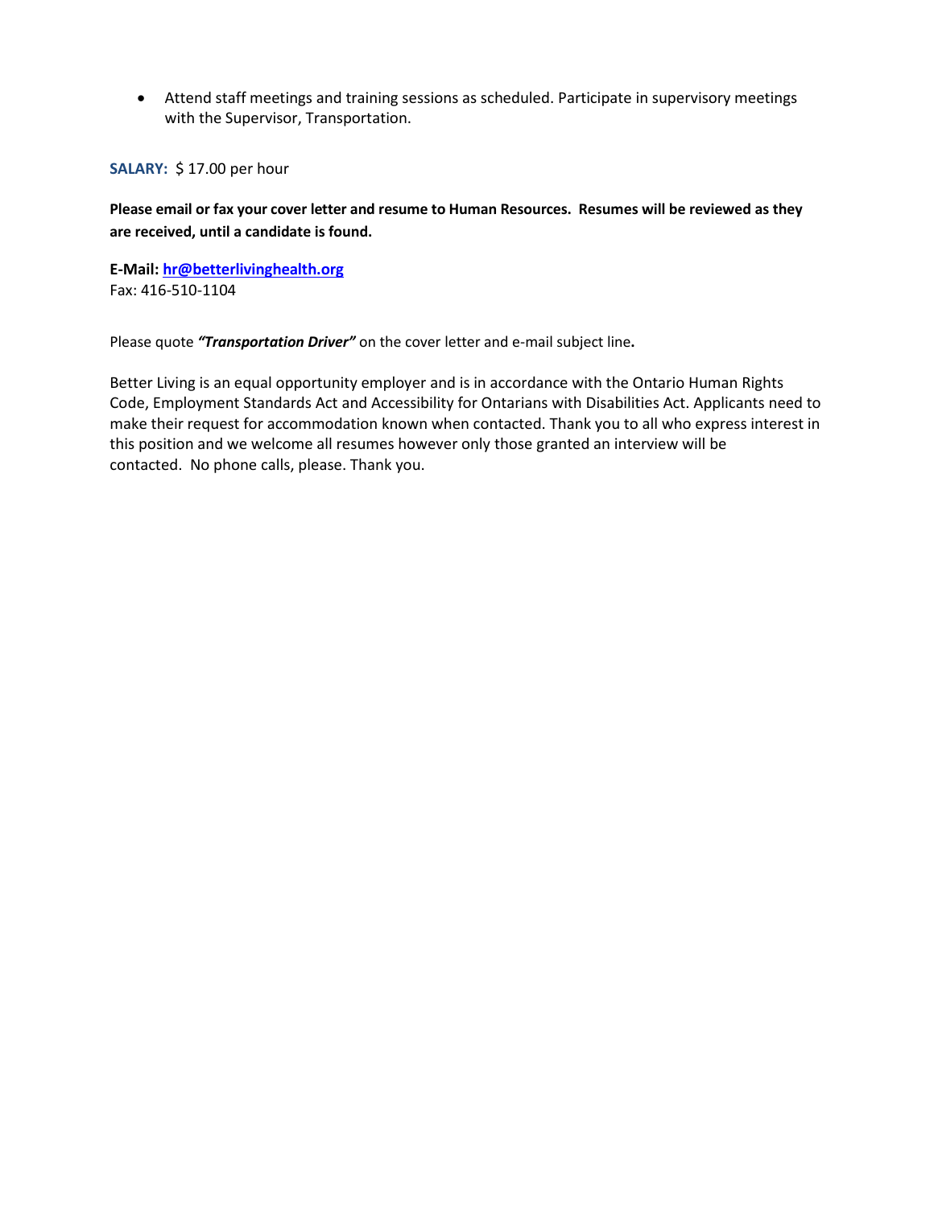- Attend staff meetings and training sessions as scheduled. Participate in supervisory meetings with the Supervisor, Transportation.

**SALARY:** $ 17.00 per hour

**Please email or fax your cover letter and resume to Human Resources. Resumes will be reviewed as they are received, until a candidate is found.**

**E-Mail:** **hr@betterlivinghealth.org**
Fax: 416-510-1104

Please quote ***"Transportation Driver"*** on the cover letter and e-mail subject line**.**

Better Living is an equal opportunity employer and is in accordance with the Ontario Human Rights Code, Employment Standards Act and Accessibility for Ontarians with Disabilities Act. Applicants need to make their request for accommodation known when contacted. Thank you to all who express interest in this position and we welcome all resumes however only those granted an interview will be contacted. No phone calls, please. Thank you.